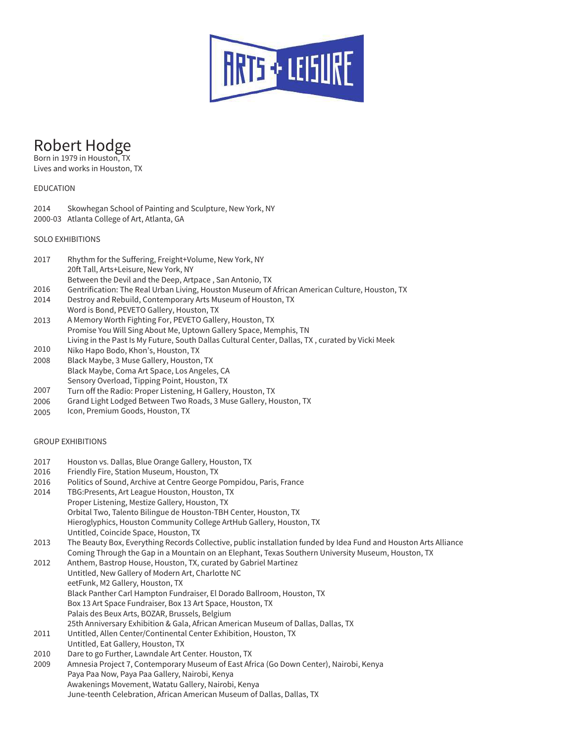# Robert Hodge

Born in 1979 in Houston, TX
Lives and works in Houston, TX

## EDUCATION

2014 Skowhegan School of Painting and Sculpture, New York, NY
2000-03 Atlanta College of Art, Atlanta, GA

## SOLO EXHIBITIONS

2017 Rhythm for the Suffering, Freight+Volume, New York, NY
20ft Tall, Arts+Leisure, New York, NY
Between the Devil and the Deep, Artpace , San Antonio, TX
2016 Gentrification: The Real Urban Living, Houston Museum of African American Culture, Houston, TX
2014 Destroy and Rebuild, Contemporary Arts Museum of Houston, TX
Word is Bond, PEVETO Gallery, Houston, TX
2013 A Memory Worth Fighting For, PEVETO Gallery, Houston, TX
Promise You Will Sing About Me, Uptown Gallery Space, Memphis, TN
Living in the Past Is My Future, South Dallas Cultural Center, Dallas, TX , curated by Vicki Meek
2010 Niko Hapo Bodo, Khon's, Houston, TX
2008 Black Maybe, 3 Muse Gallery, Houston, TX
Black Maybe, Coma Art Space, Los Angeles, CA
Sensory Overload, Tipping Point, Houston, TX
2007 Turn off the Radio: Proper Listening, H Gallery, Houston, TX
2006 Grand Light Lodged Between Two Roads, 3 Muse Gallery, Houston, TX
2005 Icon, Premium Goods, Houston, TX

## GROUP EXHIBITIONS

2017 Houston vs. Dallas, Blue Orange Gallery, Houston, TX
2016 Friendly Fire, Station Museum, Houston, TX
2016 Politics of Sound, Archive at Centre George Pompidou, Paris, France
2014 TBG:Presents, Art League Houston, Houston, TX
Proper Listening, Mestize Gallery, Houston, TX
Orbital Two, Talento Bilingue de Houston-TBH Center, Houston, TX
Hieroglyphics, Houston Community College ArtHub Gallery, Houston, TX
Untitled, Coincide Space, Houston, TX
2013 The Beauty Box, Everything Records Collective, public installation funded by Idea Fund and Houston Arts Alliance
Coming Through the Gap in a Mountain on an Elephant, Texas Southern University Museum, Houston, TX
2012 Anthem, Bastrop House, Houston, TX, curated by Gabriel Martinez
Untitled, New Gallery of Modern Art, Charlotte NC
eetFunk, M2 Gallery, Houston, TX
Black Panther Carl Hampton Fundraiser, El Dorado Ballroom, Houston, TX
Box 13 Art Space Fundraiser, Box 13 Art Space, Houston, TX
Palais des Beux Arts, BOZAR, Brussels, Belgium
25th Anniversary Exhibition & Gala, African American Museum of Dallas, Dallas, TX
2011 Untitled, Allen Center/Continental Center Exhibition, Houston, TX
Untitled, Eat Gallery, Houston, TX
2010 Dare to go Further, Lawndale Art Center. Houston, TX
2009 Amnesia Project 7, Contemporary Museum of East Africa (Go Down Center), Nairobi, Kenya
Paya Paa Now, Paya Paa Gallery, Nairobi, Kenya
Awakenings Movement, Watatu Gallery, Nairobi, Kenya
June-teenth Celebration, African American Museum of Dallas, Dallas, TX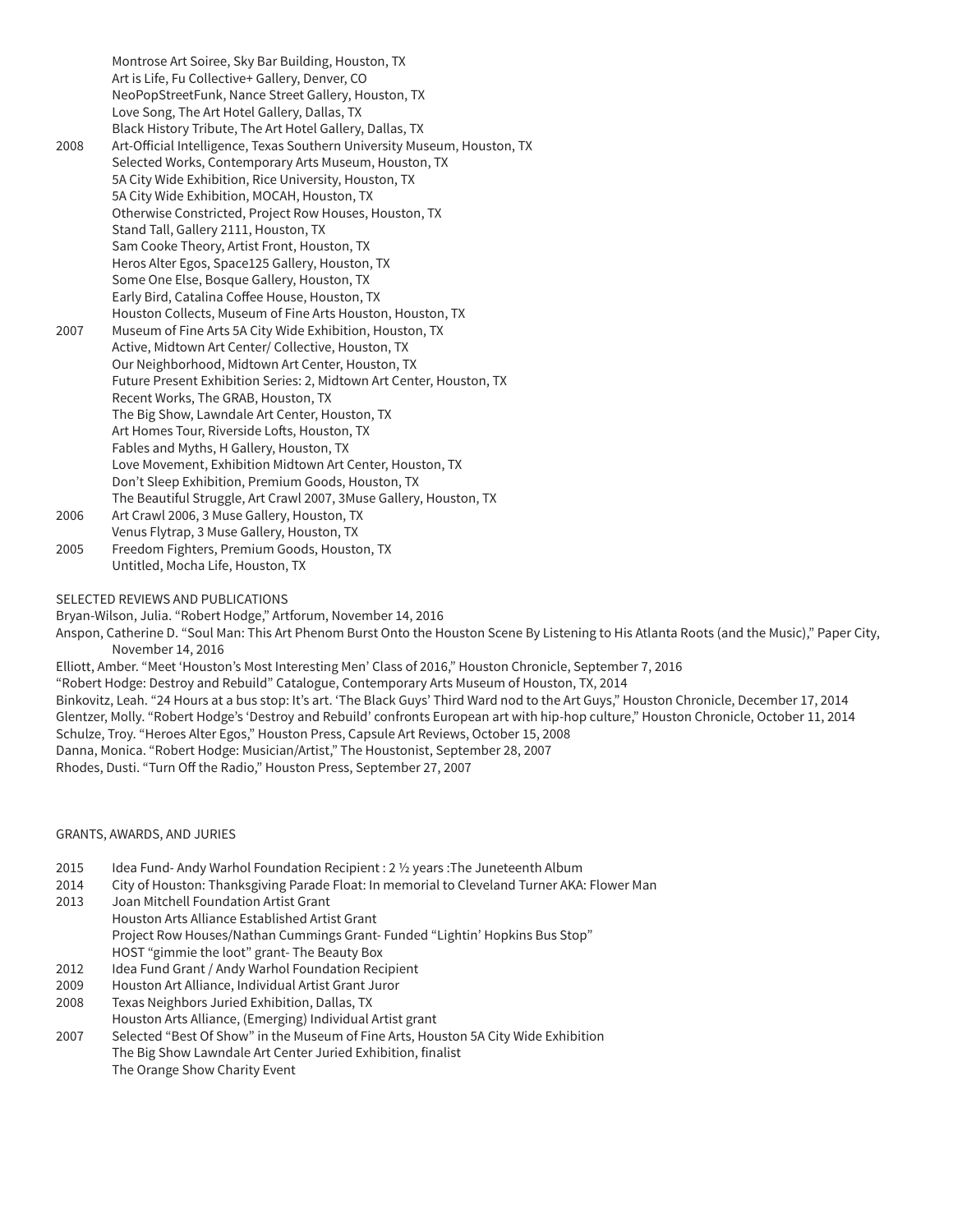Montrose Art Soiree, Sky Bar Building, Houston, TX
Art is Life, Fu Collective+ Gallery, Denver, CO
NeoPopStreetFunk, Nance Street Gallery, Houston, TX
Love Song, The Art Hotel Gallery, Dallas, TX
Black History Tribute, The Art Hotel Gallery, Dallas, TX

2008 Art-Official Intelligence, Texas Southern University Museum, Houston, TX
Selected Works, Contemporary Arts Museum, Houston, TX
5A City Wide Exhibition, Rice University, Houston, TX
5A City Wide Exhibition, MOCAH, Houston, TX
Otherwise Constricted, Project Row Houses, Houston, TX
Stand Tall, Gallery 2111, Houston, TX
Sam Cooke Theory, Artist Front, Houston, TX
Heros Alter Egos, Space125 Gallery, Houston, TX
Some One Else, Bosque Gallery, Houston, TX
Early Bird, Catalina Coffee House, Houston, TX
Houston Collects, Museum of Fine Arts Houston, Houston, TX

2007 Museum of Fine Arts 5A City Wide Exhibition, Houston, TX
Active, Midtown Art Center/ Collective, Houston, TX
Our Neighborhood, Midtown Art Center, Houston, TX
Future Present Exhibition Series: 2, Midtown Art Center, Houston, TX
Recent Works, The GRAB, Houston, TX
The Big Show, Lawndale Art Center, Houston, TX
Art Homes Tour, Riverside Lofts, Houston, TX
Fables and Myths, H Gallery, Houston, TX
Love Movement, Exhibition Midtown Art Center, Houston, TX
Don't Sleep Exhibition, Premium Goods, Houston, TX
The Beautiful Struggle, Art Crawl 2007, 3Muse Gallery, Houston, TX

2006 Art Crawl 2006, 3 Muse Gallery, Houston, TX
Venus Flytrap, 3 Muse Gallery, Houston, TX

2005 Freedom Fighters, Premium Goods, Houston, TX
Untitled, Mocha Life, Houston, TX

## SELECTED REVIEWS AND PUBLICATIONS

Bryan-Wilson, Julia. "Robert Hodge," Artforum, November 14, 2016

Anspon, Catherine D. "Soul Man: This Art Phenom Burst Onto the Houston Scene By Listening to His Atlanta Roots (and the Music)," Paper City, November 14, 2016

Elliott, Amber. "Meet 'Houston's Most Interesting Men' Class of 2016," Houston Chronicle, September 7, 2016

"Robert Hodge: Destroy and Rebuild" Catalogue, Contemporary Arts Museum of Houston, TX, 2014

Binkovitz, Leah. "24 Hours at a bus stop: It's art. 'The Black Guys' Third Ward nod to the Art Guys," Houston Chronicle, December 17, 2014

Glentzer, Molly. "Robert Hodge's 'Destroy and Rebuild' confronts European art with hip-hop culture," Houston Chronicle, October 11, 2014

Schulze, Troy. "Heroes Alter Egos," Houston Press, Capsule Art Reviews, October 15, 2008

Danna, Monica. "Robert Hodge: Musician/Artist," The Houstonist, September 28, 2007

Rhodes, Dusti. "Turn Off the Radio," Houston Press, September 27, 2007

## GRANTS, AWARDS, AND JURIES

2015 Idea Fund- Andy Warhol Foundation Recipient : 2 ½ years :The Juneteenth Album

2014 City of Houston: Thanksgiving Parade Float: In memorial to Cleveland Turner AKA: Flower Man

2013 Joan Mitchell Foundation Artist Grant
Houston Arts Alliance Established Artist Grant
Project Row Houses/Nathan Cummings Grant- Funded "Lightin' Hopkins Bus Stop"
HOST "gimmie the loot" grant- The Beauty Box

2012 Idea Fund Grant / Andy Warhol Foundation Recipient

2009 Houston Art Alliance, Individual Artist Grant Juror

2008 Texas Neighbors Juried Exhibition, Dallas, TX
Houston Arts Alliance, (Emerging) Individual Artist grant

2007 Selected "Best Of Show" in the Museum of Fine Arts, Houston 5A City Wide Exhibition
The Big Show Lawndale Art Center Juried Exhibition, finalist
The Orange Show Charity Event